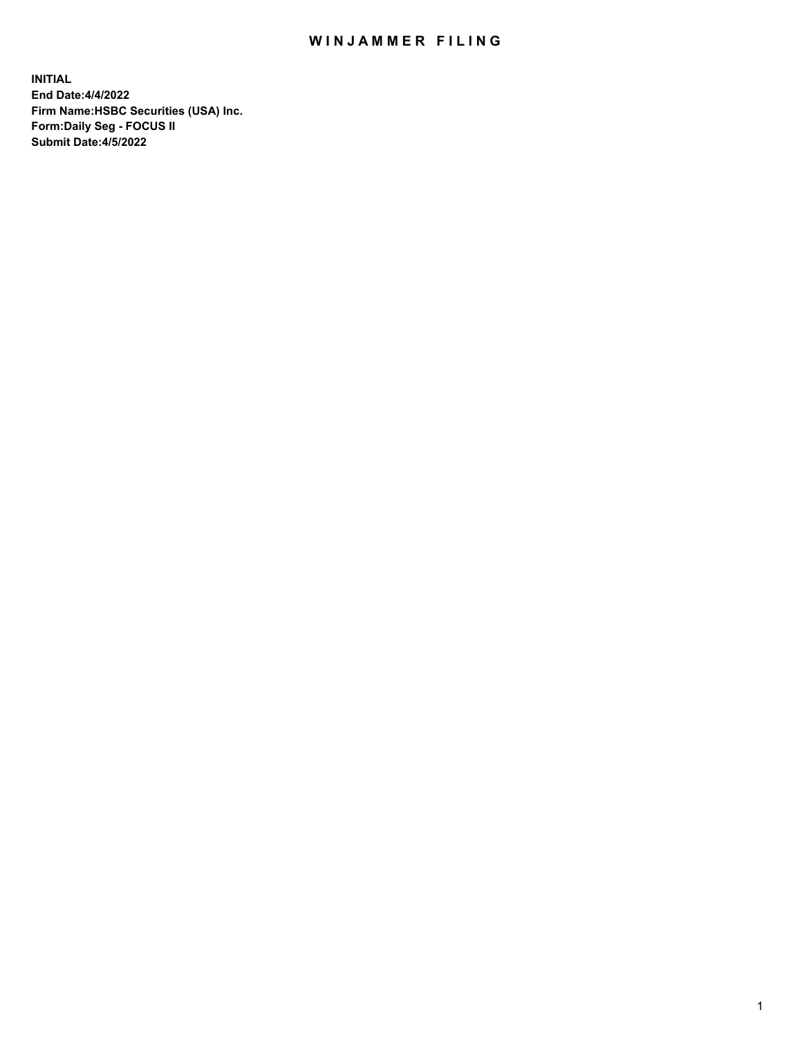# WINJAMMER FILING

**INITIAL**
**End Date:4/4/2022**
**Firm Name:HSBC Securities (USA) Inc.**
**Form:Daily Seg - FOCUS II**
**Submit Date:4/5/2022**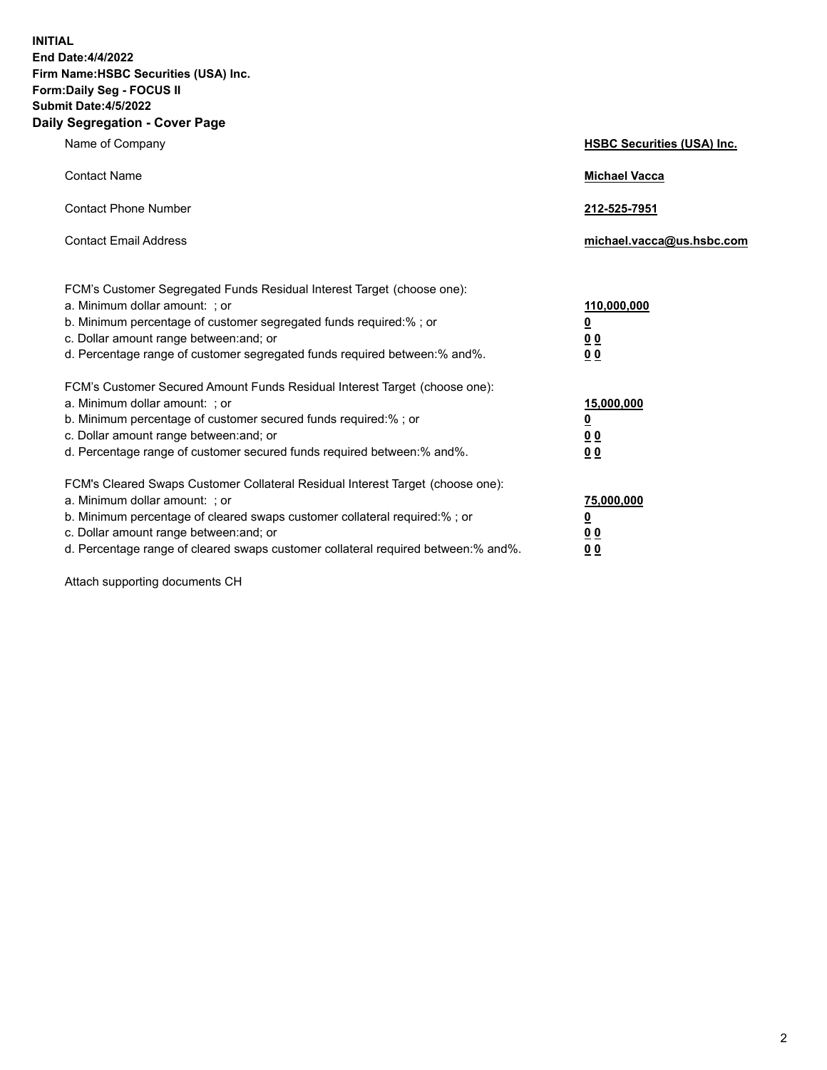**INITIAL**
**End Date:4/4/2022**
**Firm Name:HSBC Securities (USA) Inc.**
**Form:Daily Seg - FOCUS II**
**Submit Date:4/5/2022**

## Daily Segregation - Cover Page

| | |
|---|---|
| Name of Company | **HSBC Securities (USA) Inc.** |
| Contact Name | **Michael Vacca** |
| Contact Phone Number | **212-525-7951** |
| Contact Email Address | **michael.vacca@us.hsbc.com** |

FCM's Customer Segregated Funds Residual Interest Target (choose one):

| | |
|---|---|
| a. Minimum dollar amount: ; or | **110,000,000** |
| b. Minimum percentage of customer segregated funds required:% ; or | **0** |
| c. Dollar amount range between:and; or | **0 0** |
| d. Percentage range of customer segregated funds required between:% and%. | **0 0** |

FCM's Customer Secured Amount Funds Residual Interest Target (choose one):

| | |
|---|---|
| a. Minimum dollar amount: ; or | **15,000,000** |
| b. Minimum percentage of customer secured funds required:% ; or | **0** |
| c. Dollar amount range between:and; or | **0 0** |
| d. Percentage range of customer secured funds required between:% and%. | **0 0** |

FCM's Cleared Swaps Customer Collateral Residual Interest Target (choose one):

| | |
|---|---|
| a. Minimum dollar amount: ; or | **75,000,000** |
| b. Minimum percentage of cleared swaps customer collateral required:% ; or | **0** |
| c. Dollar amount range between:and; or | **0 0** |
| d. Percentage range of cleared swaps customer collateral required between:% and%. | **0 0** |

Attach supporting documents CH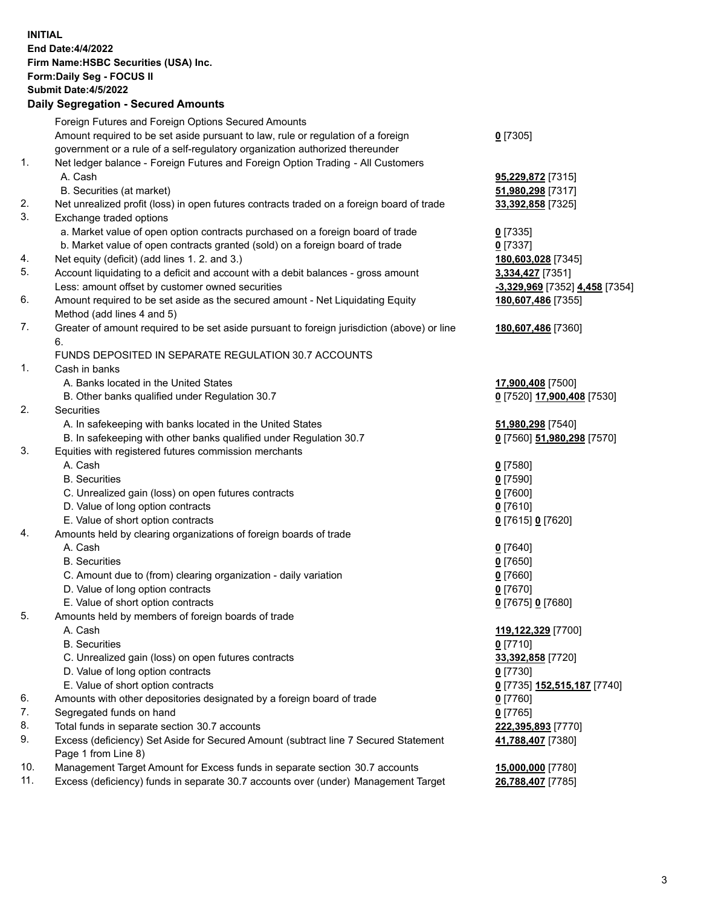**INITIAL**
**End Date:4/4/2022**
**Firm Name:HSBC Securities (USA) Inc.**
**Form:Daily Seg - FOCUS II**
**Submit Date:4/5/2022**

## Daily Segregation - Secured Amounts

| | | |
|---|---|---|
| | Foreign Futures and Foreign Options Secured Amounts | |
| | Amount required to be set aside pursuant to law, rule or regulation of a foreign government or a rule of a self-regulatory organization authorized thereunder | **0** [7305] |
| 1. | Net ledger balance - Foreign Futures and Foreign Option Trading - All Customers | |
| | A. Cash | **95,229,872** [7315] |
| | B. Securities (at market) | **51,980,298** [7317] |
| 2. | Net unrealized profit (loss) in open futures contracts traded on a foreign board of trade | **33,392,858** [7325] |
| 3. | Exchange traded options | |
| | a. Market value of open option contracts purchased on a foreign board of trade | **0** [7335] |
| | b. Market value of open contracts granted (sold) on a foreign board of trade | **0** [7337] |
| 4. | Net equity (deficit) (add lines 1. 2. and 3.) | **180,603,028** [7345] |
| 5. | Account liquidating to a deficit and account with a debit balances - gross amount | **3,334,427** [7351] |
| | Less: amount offset by customer owned securities | **-3,329,969** [7352] **4,458** [7354] |
| 6. | Amount required to be set aside as the secured amount - Net Liquidating Equity Method (add lines 4 and 5) | **180,607,486** [7355] |
| 7. | Greater of amount required to be set aside pursuant to foreign jurisdiction (above) or line 6. | **180,607,486** [7360] |
| | FUNDS DEPOSITED IN SEPARATE REGULATION 30.7 ACCOUNTS | |
| 1. | Cash in banks | |
| | A. Banks located in the United States | **17,900,408** [7500] |
| | B. Other banks qualified under Regulation 30.7 | **0** [7520] **17,900,408** [7530] |
| 2. | Securities | |
| | A. In safekeeping with banks located in the United States | **51,980,298** [7540] |
| | B. In safekeeping with other banks qualified under Regulation 30.7 | **0** [7560] **51,980,298** [7570] |
| 3. | Equities with registered futures commission merchants | |
| | A. Cash | **0** [7580] |
| | B. Securities | **0** [7590] |
| | C. Unrealized gain (loss) on open futures contracts | **0** [7600] |
| | D. Value of long option contracts | **0** [7610] |
| | E. Value of short option contracts | **0** [7615] **0** [7620] |
| 4. | Amounts held by clearing organizations of foreign boards of trade | |
| | A. Cash | **0** [7640] |
| | B. Securities | **0** [7650] |
| | C. Amount due to (from) clearing organization - daily variation | **0** [7660] |
| | D. Value of long option contracts | **0** [7670] |
| | E. Value of short option contracts | **0** [7675] **0** [7680] |
| 5. | Amounts held by members of foreign boards of trade | |
| | A. Cash | **119,122,329** [7700] |
| | B. Securities | **0** [7710] |
| | C. Unrealized gain (loss) on open futures contracts | **33,392,858** [7720] |
| | D. Value of long option contracts | **0** [7730] |
| | E. Value of short option contracts | **0** [7735] **152,515,187** [7740] |
| 6. | Amounts with other depositories designated by a foreign board of trade | **0** [7760] |
| 7. | Segregated funds on hand | **0** [7765] |
| 8. | Total funds in separate section 30.7 accounts | **222,395,893** [7770] |
| 9. | Excess (deficiency) Set Aside for Secured Amount (subtract line 7 Secured Statement Page 1 from Line 8) | **41,788,407** [7380] |
| 10. | Management Target Amount for Excess funds in separate section 30.7 accounts | **15,000,000** [7780] |
| 11. | Excess (deficiency) funds in separate 30.7 accounts over (under) Management Target | **26,788,407** [7785] |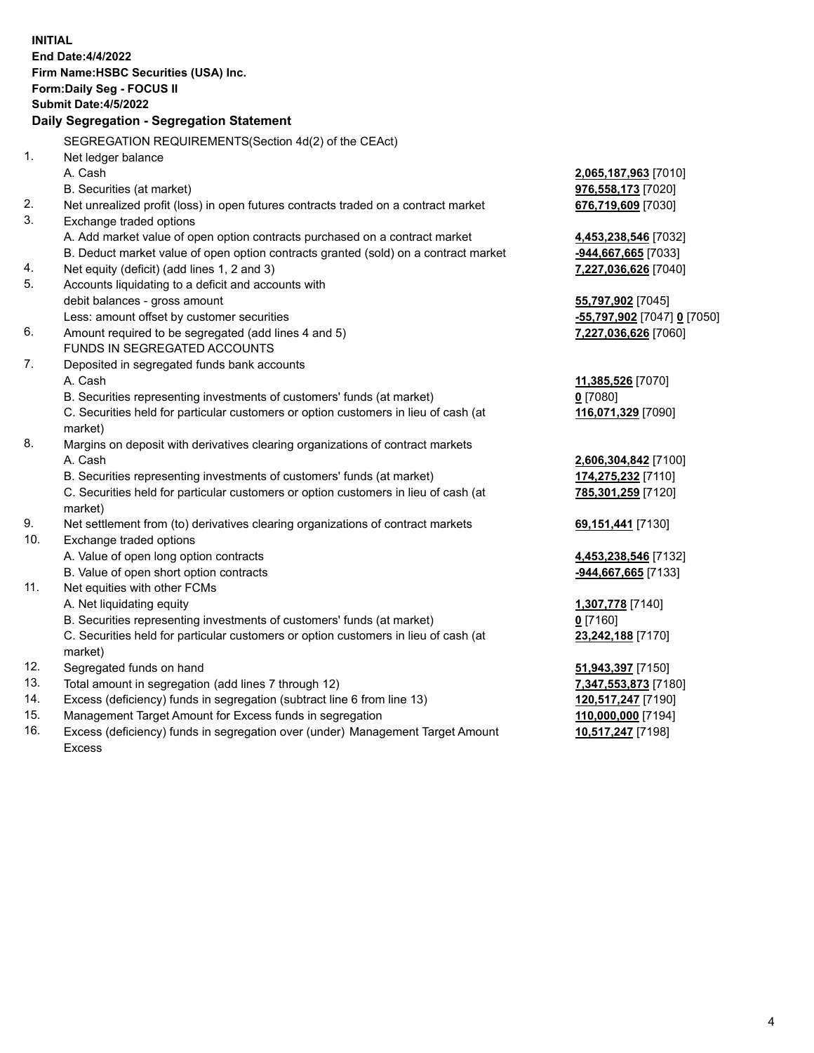**INITIAL**
**End Date:4/4/2022**
**Firm Name:HSBC Securities (USA) Inc.**
**Form:Daily Seg - FOCUS II**
**Submit Date:4/5/2022**

## Daily Segregation - Segregation Statement

SEGREGATION REQUIREMENTS(Section 4d(2) of the CEAct)

| | | |
|---|---|---|
| 1. | Net ledger balance | |
| | A. Cash | **2,065,187,963** [7010] |
| | B. Securities (at market) | **976,558,173** [7020] |
| 2. | Net unrealized profit (loss) in open futures contracts traded on a contract market | **676,719,609** [7030] |
| 3. | Exchange traded options | |
| | A. Add market value of open option contracts purchased on a contract market | **4,453,238,546** [7032] |
| | B. Deduct market value of open option contracts granted (sold) on a contract market | **-944,667,665** [7033] |
| 4. | Net equity (deficit) (add lines 1, 2 and 3) | **7,227,036,626** [7040] |
| 5. | Accounts liquidating to a deficit and accounts with debit balances - gross amount | **55,797,902** [7045] |
| | Less: amount offset by customer securities | **-55,797,902** [7047] **0** [7050] |
| 6. | Amount required to be segregated (add lines 4 and 5) | **7,227,036,626** [7060] |
| | FUNDS IN SEGREGATED ACCOUNTS | |
| 7. | Deposited in segregated funds bank accounts | |
| | A. Cash | **11,385,526** [7070] |
| | B. Securities representing investments of customers' funds (at market) | **0** [7080] |
| | C. Securities held for particular customers or option customers in lieu of cash (at market) | **116,071,329** [7090] |
| 8. | Margins on deposit with derivatives clearing organizations of contract markets | |
| | A. Cash | **2,606,304,842** [7100] |
| | B. Securities representing investments of customers' funds (at market) | **174,275,232** [7110] |
| | C. Securities held for particular customers or option customers in lieu of cash (at market) | **785,301,259** [7120] |
| 9. | Net settlement from (to) derivatives clearing organizations of contract markets | **69,151,441** [7130] |
| 10. | Exchange traded options | |
| | A. Value of open long option contracts | **4,453,238,546** [7132] |
| | B. Value of open short option contracts | **-944,667,665** [7133] |
| 11. | Net equities with other FCMs | |
| | A. Net liquidating equity | **1,307,778** [7140] |
| | B. Securities representing investments of customers' funds (at market) | **0** [7160] |
| | C. Securities held for particular customers or option customers in lieu of cash (at market) | **23,242,188** [7170] |
| 12. | Segregated funds on hand | **51,943,397** [7150] |
| 13. | Total amount in segregation (add lines 7 through 12) | **7,347,553,873** [7180] |
| 14. | Excess (deficiency) funds in segregation (subtract line 6 from line 13) | **120,517,247** [7190] |
| 15. | Management Target Amount for Excess funds in segregation | **110,000,000** [7194] |
| 16. | Excess (deficiency) funds in segregation over (under) Management Target Amount Excess | **10,517,247** [7198] |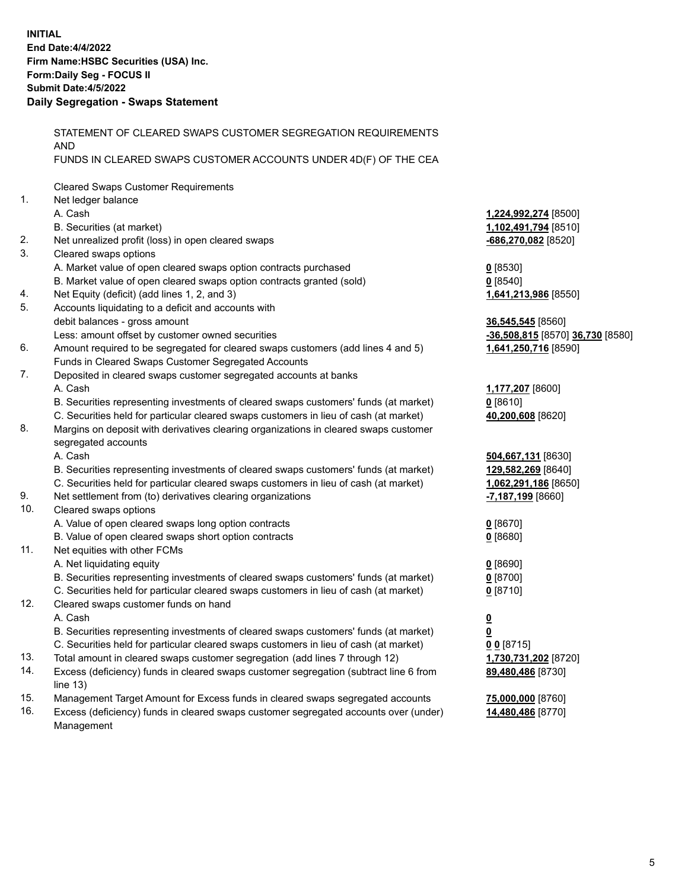**INITIAL**
**End Date:4/4/2022**
**Firm Name:HSBC Securities (USA) Inc.**
**Form:Daily Seg - FOCUS II**
**Submit Date:4/5/2022**
**Daily Segregation - Swaps Statement**

STATEMENT OF CLEARED SWAPS CUSTOMER SEGREGATION REQUIREMENTS AND
FUNDS IN CLEARED SWAPS CUSTOMER ACCOUNTS UNDER 4D(F) OF THE CEA

| | | |
|---|---|---|
| | Cleared Swaps Customer Requirements | |
| 1. | Net ledger balance | |
| | A. Cash | **1,224,992,274** [8500] |
| | B. Securities (at market) | **1,102,491,794** [8510] |
| 2. | Net unrealized profit (loss) in open cleared swaps | **-686,270,082** [8520] |
| 3. | Cleared swaps options | |
| | A. Market value of open cleared swaps option contracts purchased | **0** [8530] |
| | B. Market value of open cleared swaps option contracts granted (sold) | **0** [8540] |
| 4. | Net Equity (deficit) (add lines 1, 2, and 3) | **1,641,213,986** [8550] |
| 5. | Accounts liquidating to a deficit and accounts with | |
| | debit balances - gross amount | **36,545,545** [8560] |
| | Less: amount offset by customer owned securities | **-36,508,815** [8570] **36,730** [8580] |
| 6. | Amount required to be segregated for cleared swaps customers (add lines 4 and 5) | **1,641,250,716** [8590] |
| | Funds in Cleared Swaps Customer Segregated Accounts | |
| 7. | Deposited in cleared swaps customer segregated accounts at banks | |
| | A. Cash | **1,177,207** [8600] |
| | B. Securities representing investments of cleared swaps customers' funds (at market) | **0** [8610] |
| | C. Securities held for particular cleared swaps customers in lieu of cash (at market) | **40,200,608** [8620] |
| 8. | Margins on deposit with derivatives clearing organizations in cleared swaps customer segregated accounts | |
| | A. Cash | **504,667,131** [8630] |
| | B. Securities representing investments of cleared swaps customers' funds (at market) | **129,582,269** [8640] |
| | C. Securities held for particular cleared swaps customers in lieu of cash (at market) | **1,062,291,186** [8650] |
| 9. | Net settlement from (to) derivatives clearing organizations | **-7,187,199** [8660] |
| 10. | Cleared swaps options | |
| | A. Value of open cleared swaps long option contracts | **0** [8670] |
| | B. Value of open cleared swaps short option contracts | **0** [8680] |
| 11. | Net equities with other FCMs | |
| | A. Net liquidating equity | **0** [8690] |
| | B. Securities representing investments of cleared swaps customers' funds (at market) | **0** [8700] |
| | C. Securities held for particular cleared swaps customers in lieu of cash (at market) | **0** [8710] |
| 12. | Cleared swaps customer funds on hand | |
| | A. Cash | **0** |
| | B. Securities representing investments of cleared swaps customers' funds (at market) | **0** |
| | C. Securities held for particular cleared swaps customers in lieu of cash (at market) | **0** **0** [8715] |
| 13. | Total amount in cleared swaps customer segregation (add lines 7 through 12) | **1,730,731,202** [8720] |
| 14. | Excess (deficiency) funds in cleared swaps customer segregation (subtract line 6 from line 13) | **89,480,486** [8730] |
| 15. | Management Target Amount for Excess funds in cleared swaps segregated accounts | **75,000,000** [8760] |
| 16. | Excess (deficiency) funds in cleared swaps customer segregated accounts over (under) Management | **14,480,486** [8770] |